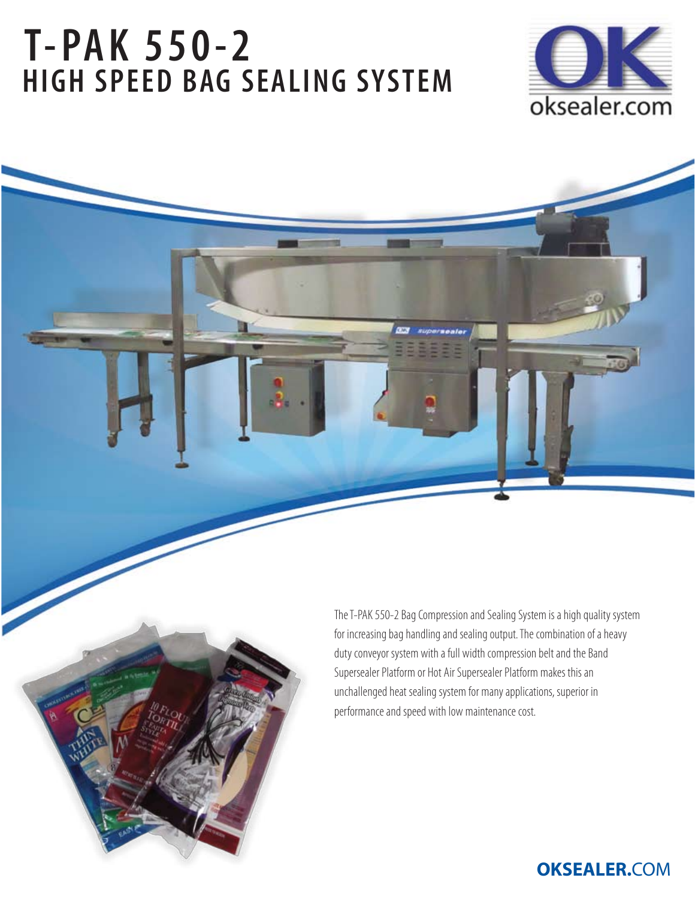# T-PAK 550-2
## HIGH SPEED BAG SEALING SYSTEM

oksealer.com

The T-PAK 550-2 Bag Compression and Sealing System is a high quality system for increasing bag handling and sealing output. The combination of a heavy duty conveyor system with a full width compression belt and the Band Supersealer Platform or Hot Air Supersealer Platform makes this an unchallenged heat sealing system for many applications, superior in performance and speed with low maintenance cost.

**OKSEALER.**COM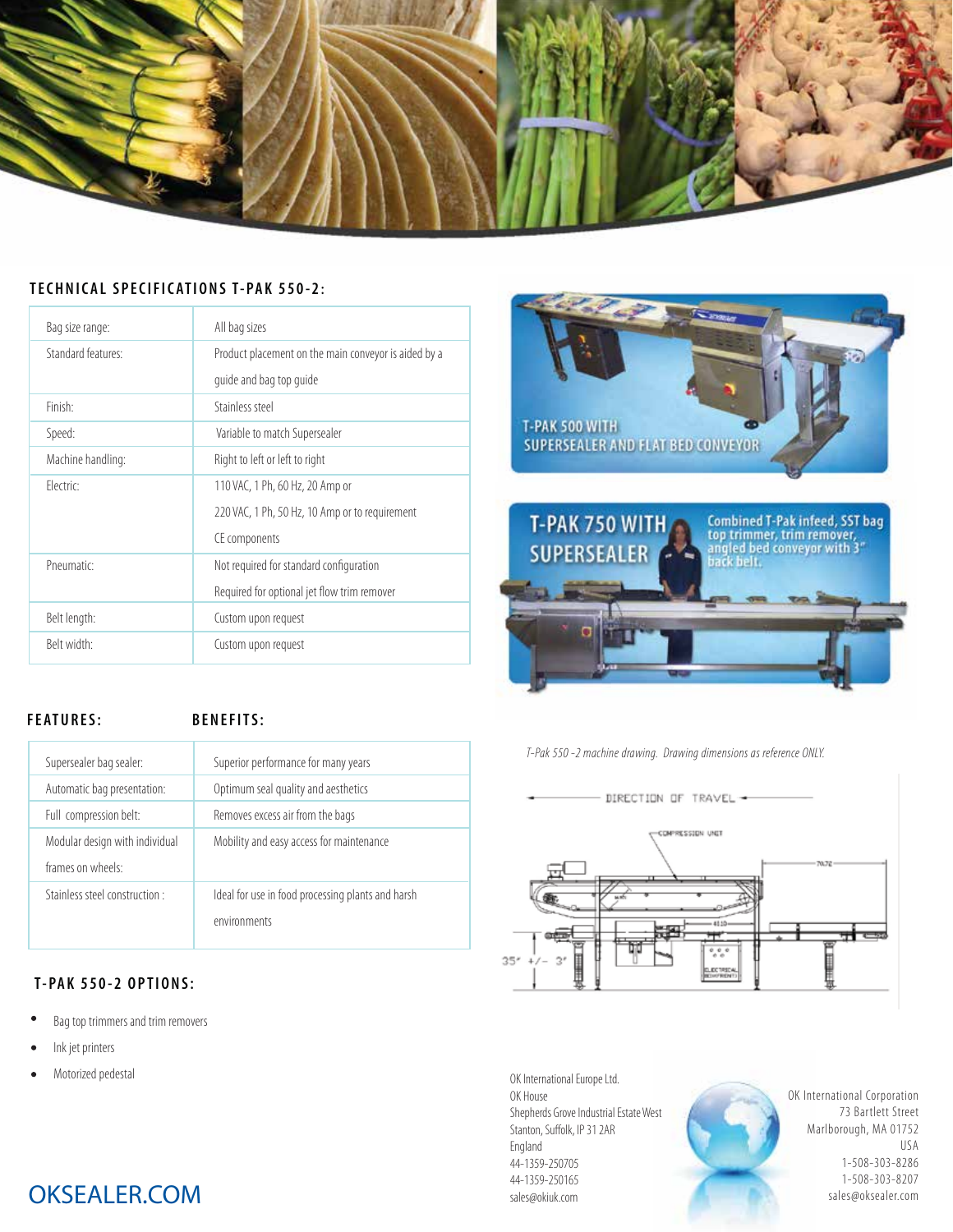## TECHNICAL SPECIFICATIONS T-PAK 550-2:

| | |
|---|---|
| Bag size range: | All bag sizes |
| Standard features: | Product placement on the main conveyor is aided by a guide and bag top guide |
| Finish: | Stainless steel |
| Speed: | Variable to match Supersealer |
| Machine handling: | Right to left or left to right |
| Electric: | 110 VAC, 1 Ph, 60 Hz, 20 Amp or<br>220 VAC, 1 Ph, 50 Hz, 10 Amp or to requirement<br>CE components |
| Pneumatic: | Not required for standard configuration<br>Required for optional jet flow trim remover |
| Belt length: | Custom upon request |
| Belt width: | Custom upon request |

T-PAK 500 WITH SUPERSEALER AND FLAT BED CONVEYOR

T-PAK 750 WITH SUPERSEALER

Combined T-Pak infeed, SST bag top trimmer, trim remover, angled bed conveyor with 3" back belt.

| FEATURES: | BENEFITS: |
|---|---|
| Supersealer bag sealer: | Superior performance for many years |
| Automatic bag presentation: | Optimum seal quality and aesthetics |
| Full compression belt: | Removes excess air from the bags |
| Modular design with individual frames on wheels: | Mobility and easy access for maintenance |
| Stainless steel construction : | Ideal for use in food processing plants and harsh environments |

*T-Pak 550 -2 machine drawing. Drawing dimensions as reference ONLY.*

DIRECTION OF TRAVEL

COMPRESSION UNIT

70.72

40.10

35" +/- 3"

ELECTRICAL ENCLOSURE

## T-PAK 550-2 OPTIONS:

- Bag top trimmers and trim removers
- Ink jet printers
- Motorized pedestal

OKSEALER.COM

OK International Europe Ltd.
OK House
Shepherds Grove Industrial Estate West
Stanton, Suffolk, IP 31 2AR
England
44-1359-250705
44-1359-250165
sales@okiuk.com

OK International Corporation
73 Bartlett Street
Marlborough, MA 01752
USA
1-508-303-8286
1-508-303-8207
sales@oksealer.com